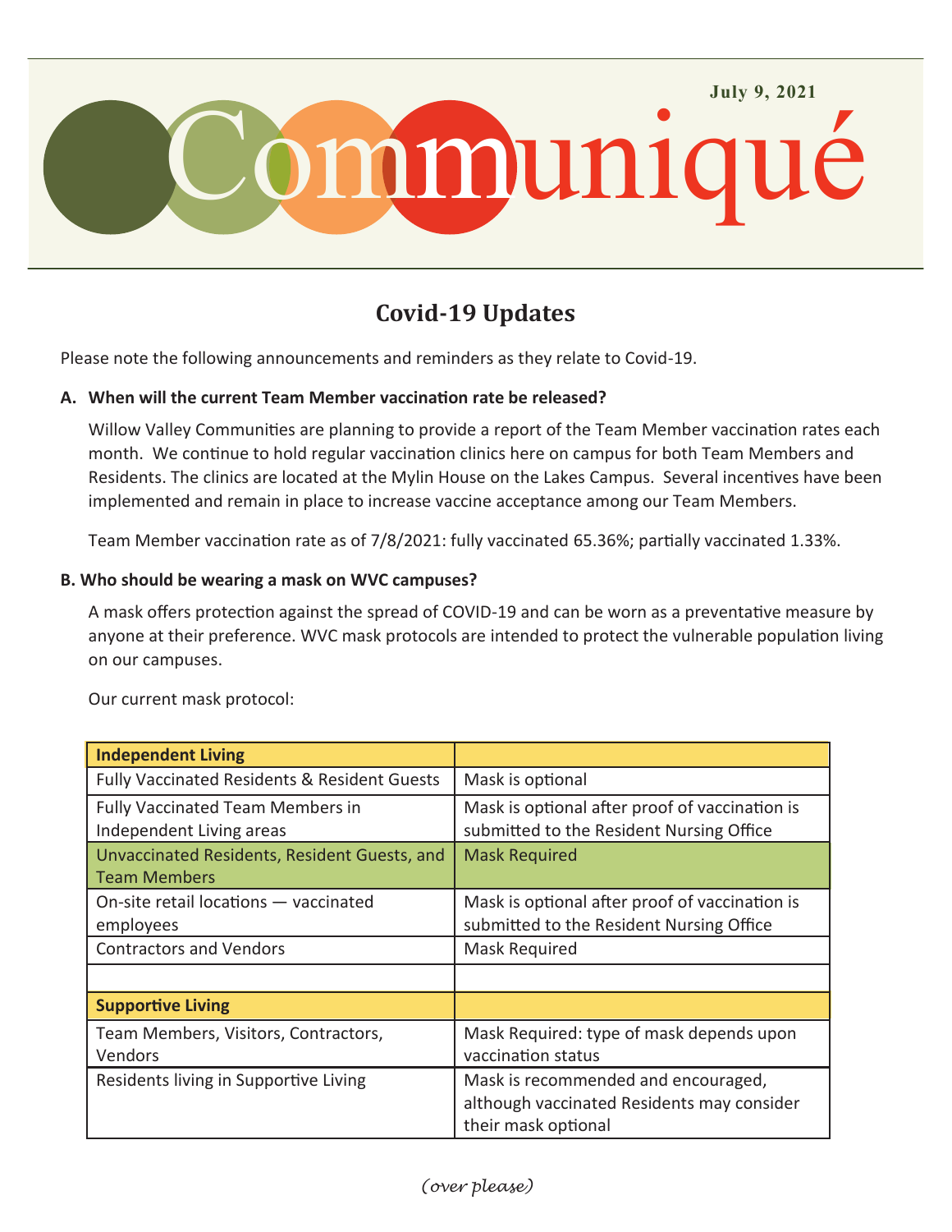July 9, 2021

# Communiqué

## Covid-19 Updates

Please note the following announcements and reminders as they relate to Covid-19.

**A. When will the current Team Member vaccination rate be released?**

Willow Valley Communities are planning to provide a report of the Team Member vaccination rates each month. We continue to hold regular vaccination clinics here on campus for both Team Members and Residents. The clinics are located at the Mylin House on the Lakes Campus. Several incentives have been implemented and remain in place to increase vaccine acceptance among our Team Members.

Team Member vaccination rate as of 7/8/2021: fully vaccinated 65.36%; partially vaccinated 1.33%.

**B. Who should be wearing a mask on WVC campuses?**

A mask offers protection against the spread of COVID-19 and can be worn as a preventative measure by anyone at their preference. WVC mask protocols are intended to protect the vulnerable population living on our campuses.

Our current mask protocol:

| **Independent Living** | |
|---|---|
| Fully Vaccinated Residents & Resident Guests | Mask is optional |
| Fully Vaccinated Team Members in Independent Living areas | Mask is optional after proof of vaccination is submitted to the Resident Nursing Office |
| Unvaccinated Residents, Resident Guests, and Team Members | Mask Required |
| On-site retail locations — vaccinated employees | Mask is optional after proof of vaccination is submitted to the Resident Nursing Office |
| Contractors and Vendors | Mask Required |
| | |
| **Supportive Living** | |
| Team Members, Visitors, Contractors, Vendors | Mask Required: type of mask depends upon vaccination status |
| Residents living in Supportive Living | Mask is recommended and encouraged, although vaccinated Residents may consider their mask optional |

*(over please)*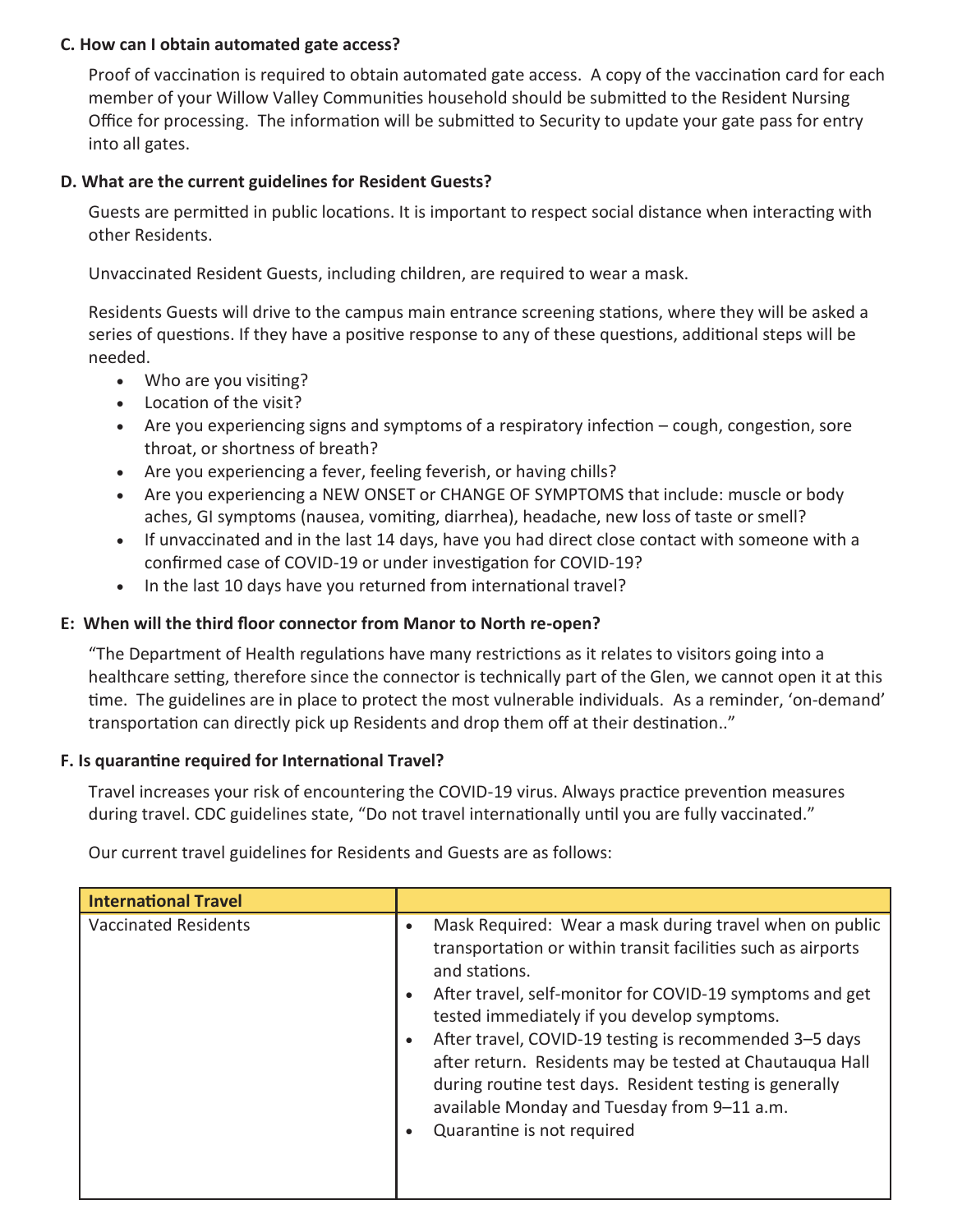### C. How can I obtain automated gate access?

Proof of vaccination is required to obtain automated gate access. A copy of the vaccination card for each member of your Willow Valley Communities household should be submitted to the Resident Nursing Office for processing. The information will be submitted to Security to update your gate pass for entry into all gates.

### D. What are the current guidelines for Resident Guests?

Guests are permitted in public locations. It is important to respect social distance when interacting with other Residents.

Unvaccinated Resident Guests, including children, are required to wear a mask.

Residents Guests will drive to the campus main entrance screening stations, where they will be asked a series of questions. If they have a positive response to any of these questions, additional steps will be needed.

- Who are you visiting?
- Location of the visit?
- Are you experiencing signs and symptoms of a respiratory infection – cough, congestion, sore throat, or shortness of breath?
- Are you experiencing a fever, feeling feverish, or having chills?
- Are you experiencing a NEW ONSET or CHANGE OF SYMPTOMS that include: muscle or body aches, GI symptoms (nausea, vomiting, diarrhea), headache, new loss of taste or smell?
- If unvaccinated and in the last 14 days, have you had direct close contact with someone with a confirmed case of COVID-19 or under investigation for COVID-19?
- In the last 10 days have you returned from international travel?

### E: When will the third floor connector from Manor to North re-open?

"The Department of Health regulations have many restrictions as it relates to visitors going into a healthcare setting, therefore since the connector is technically part of the Glen, we cannot open it at this time. The guidelines are in place to protect the most vulnerable individuals. As a reminder, 'on-demand' transportation can directly pick up Residents and drop them off at their destination.."

### F. Is quarantine required for International Travel?

Travel increases your risk of encountering the COVID-19 virus. Always practice prevention measures during travel. CDC guidelines state, "Do not travel internationally until you are fully vaccinated."

Our current travel guidelines for Residents and Guests are as follows:

| International Travel | |
|---|---|
| Vaccinated Residents | • Mask Required: Wear a mask during travel when on public transportation or within transit facilities such as airports and stations.<br>• After travel, self-monitor for COVID-19 symptoms and get tested immediately if you develop symptoms.<br>• After travel, COVID-19 testing is recommended 3–5 days after return. Residents may be tested at Chautauqua Hall during routine test days. Resident testing is generally available Monday and Tuesday from 9–11 a.m.<br>• Quarantine is not required |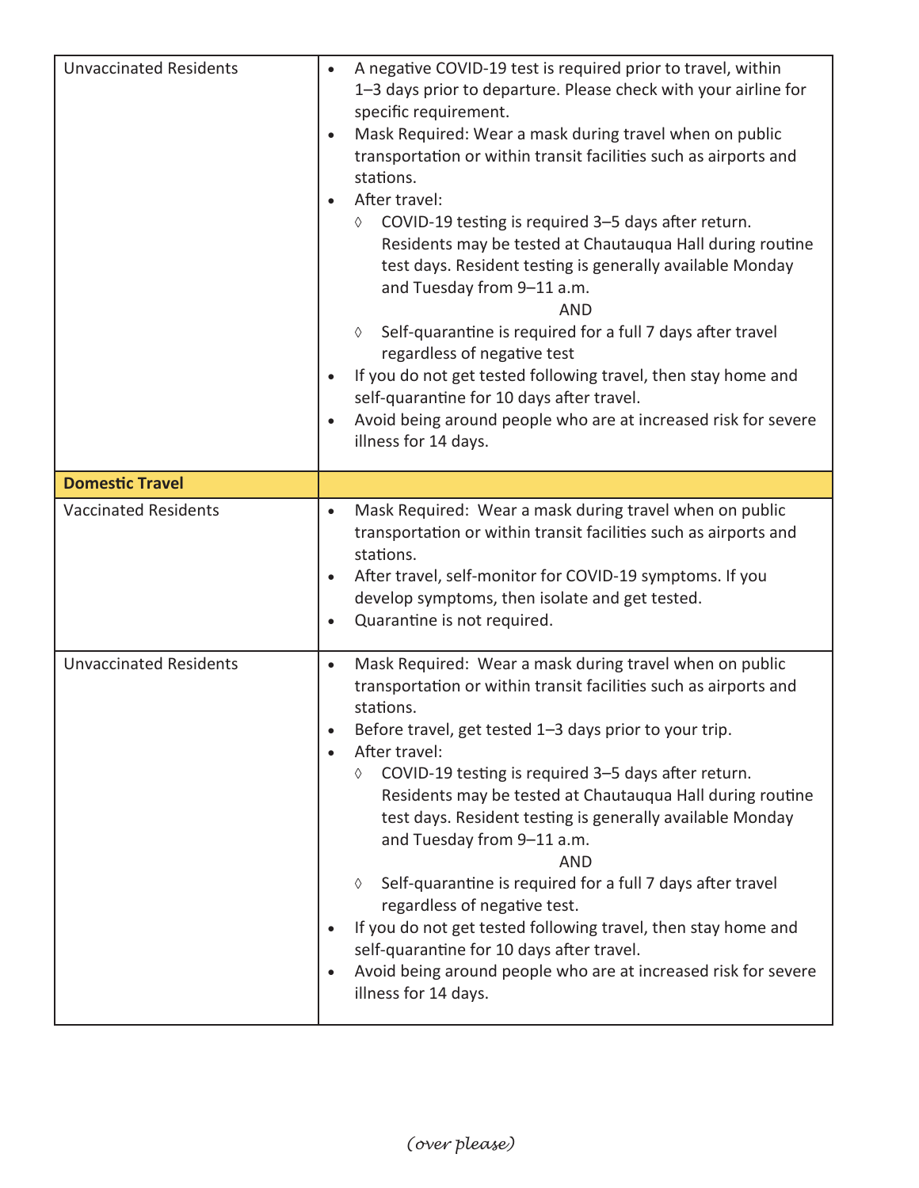| | |
|---|---|
| Unvaccinated Residents | • A negative COVID-19 test is required prior to travel, within 1–3 days prior to departure. Please check with your airline for specific requirement.<br>• Mask Required: Wear a mask during travel when on public transportation or within transit facilities such as airports and stations.<br>• After travel:<br>◊ COVID-19 testing is required 3–5 days after return. Residents may be tested at Chautauqua Hall during routine test days. Resident testing is generally available Monday and Tuesday from 9–11 a.m.<br>AND<br>◊ Self-quarantine is required for a full 7 days after travel regardless of negative test<br>• If you do not get tested following travel, then stay home and self-quarantine for 10 days after travel.<br>• Avoid being around people who are at increased risk for severe illness for 14 days. |
| **Domestic Travel** | |
| Vaccinated Residents | • Mask Required: Wear a mask during travel when on public transportation or within transit facilities such as airports and stations.<br>• After travel, self-monitor for COVID-19 symptoms. If you develop symptoms, then isolate and get tested.<br>• Quarantine is not required. |
| Unvaccinated Residents | • Mask Required: Wear a mask during travel when on public transportation or within transit facilities such as airports and stations.<br>• Before travel, get tested 1–3 days prior to your trip.<br>• After travel:<br>◊ COVID-19 testing is required 3–5 days after return. Residents may be tested at Chautauqua Hall during routine test days. Resident testing is generally available Monday and Tuesday from 9–11 a.m.<br>AND<br>◊ Self-quarantine is required for a full 7 days after travel regardless of negative test.<br>• If you do not get tested following travel, then stay home and self-quarantine for 10 days after travel.<br>• Avoid being around people who are at increased risk for severe illness for 14 days. |

*(over please)*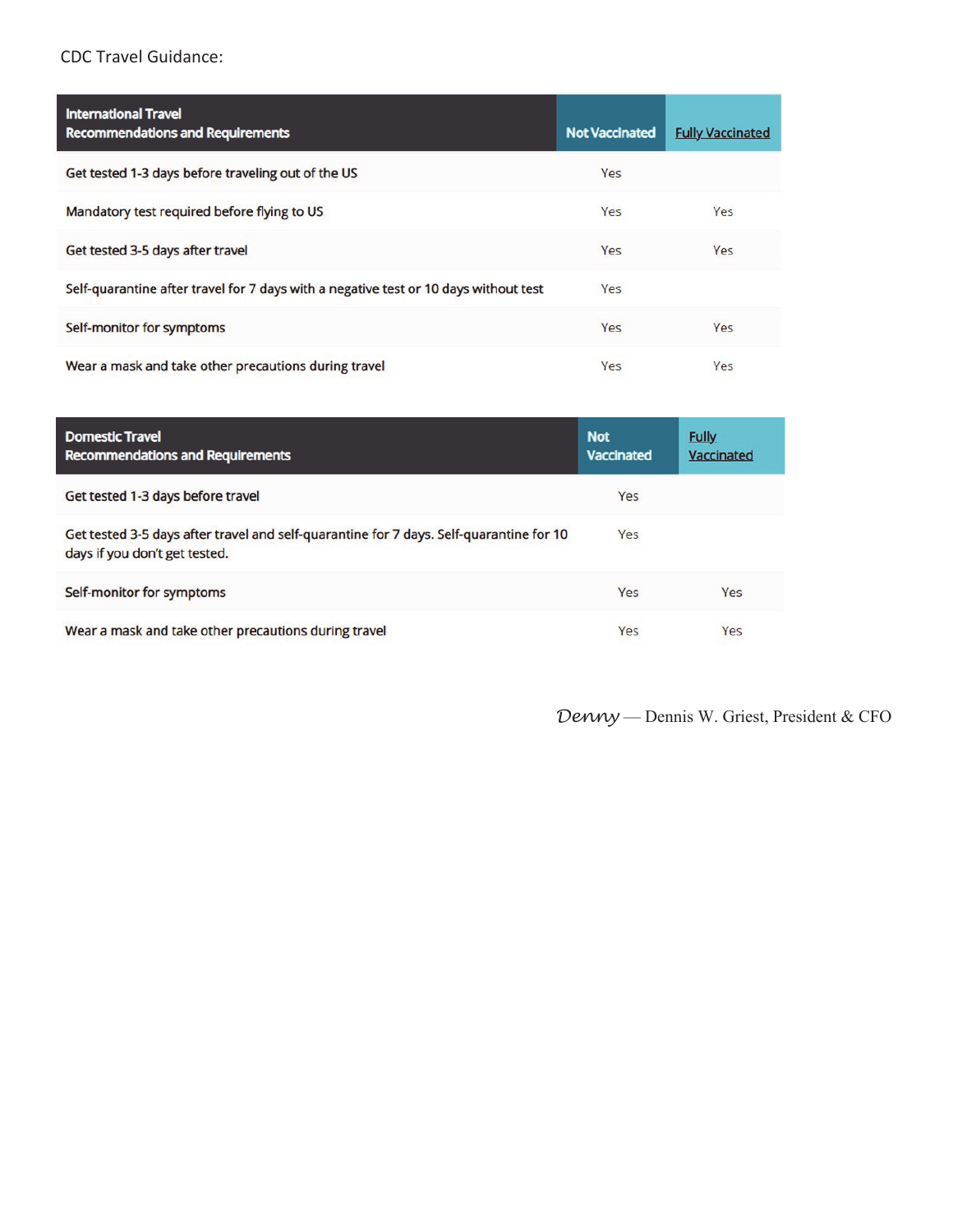CDC Travel Guidance:

| International Travel<br>Recommendations and Requirements | Not Vaccinated | Fully Vaccinated |
| --- | --- | --- |
| Get tested 1-3 days before traveling out of the US | Yes | |
| Mandatory test required before flying to US | Yes | Yes |
| Get tested 3-5 days after travel | Yes | Yes |
| Self-quarantine after travel for 7 days with a negative test or 10 days without test | Yes | |
| Self-monitor for symptoms | Yes | Yes |
| Wear a mask and take other precautions during travel | Yes | Yes |

| Domestic Travel<br>Recommendations and Requirements | Not Vaccinated | Fully Vaccinated |
| --- | --- | --- |
| Get tested 1-3 days before travel | Yes | |
| Get tested 3-5 days after travel and self-quarantine for 7 days. Self-quarantine for 10 days if you don't get tested. | Yes | |
| Self-monitor for symptoms | Yes | Yes |
| Wear a mask and take other precautions during travel | Yes | Yes |

*Denny* — Dennis W. Griest, President & CFO